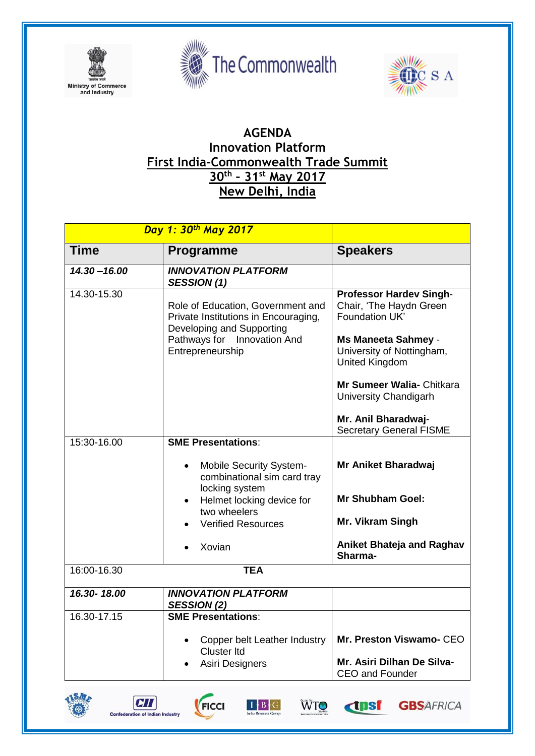# AGENDA

## Innovation Platform

## First India-Commonwealth Trade Summit

## 30th – 31st May 2017

## New Delhi, India

| *Day 1: 30th May 2017* | | |
|---|---|---|
| **Time** | **Programme** | **Speakers** |
| ***14.30 –16.00*** | ***INNOVATION PLATFORM SESSION (1)*** | |
| 14.30-15.30 | Role of Education, Government and Private Institutions in Encouraging, Developing and Supporting Pathways for Innovation And Entrepreneurship | **Professor Hardev Singh**- Chair, 'The Haydn Green Foundation UK'<br><br>**Ms Maneeta Sahmey** - University of Nottingham, United Kingdom<br><br>**Mr Sumeer Walia-** Chitkara University Chandigarh<br><br>**Mr. Anil Bharadwaj**- Secretary General FISME |
| 15:30-16.00 | **SME Presentations**:<br>• Mobile Security System- combinational sim card tray locking system<br>• Helmet locking device for two wheelers<br>• Verified Resources<br>• Xovian | **Mr Aniket Bharadwaj**<br><br>**Mr Shubham Goel:**<br><br>**Mr. Vikram Singh**<br><br>**Aniket Bhateja and Raghav Sharma-** |
| 16:00-16.30 | **TEA** | |
| ***16.30- 18.00*** | ***INNOVATION PLATFORM SESSION (2)*** | |
| 16.30-17.15 | **SME Presentations**:<br>• Copper belt Leather Industry Cluster ltd<br>• Asiri Designers | **Mr. Preston Viswamo-** CEO<br><br>**Mr. Asiri Dilhan De Silva**- CEO and Founder |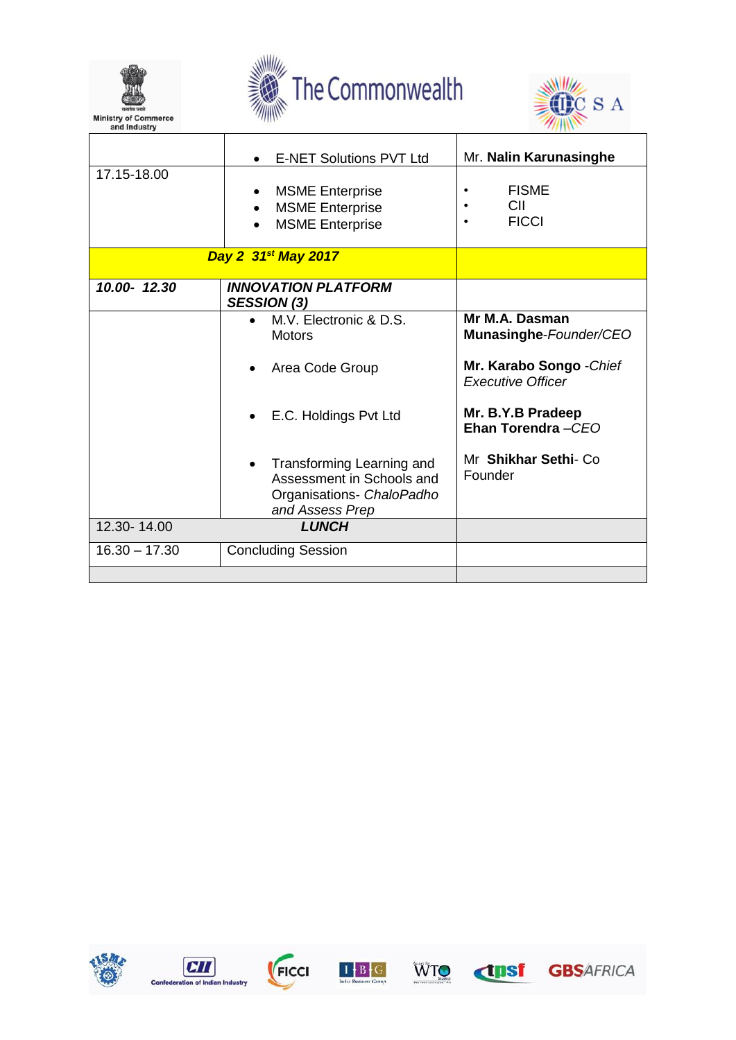| | | |
|---|---|---|
| | • E-NET Solutions PVT Ltd | Mr. **Nalin Karunasinghe** |
| 17.15-18.00 | • MSME Enterprise<br>• MSME Enterprise<br>• MSME Enterprise | • FISME<br>• CII<br>• FICCI |
| ***Day 2 31st May 2017*** | | |
| ***10.00- 12.30*** | ***INNOVATION PLATFORM SESSION (3)*** | |
| | • M.V. Electronic & D.S. Motors | **Mr M.A. Dasman Munasinghe**-*Founder/CEO* |
| | • Area Code Group | **Mr. Karabo Songo** -*Chief Executive Officer* |
| | • E.C. Holdings Pvt Ltd | **Mr. B.Y.B Pradeep Ehan Torendra** –*CEO* |
| | • Transforming Learning and Assessment in Schools and Organisations- *ChaloPadho and Assess Prep* | Mr **Shikhar Sethi**- Co Founder |
| 12.30- 14.00 | ***LUNCH*** | |
| 16.30 – 17.30 | Concluding Session | |
| | | |